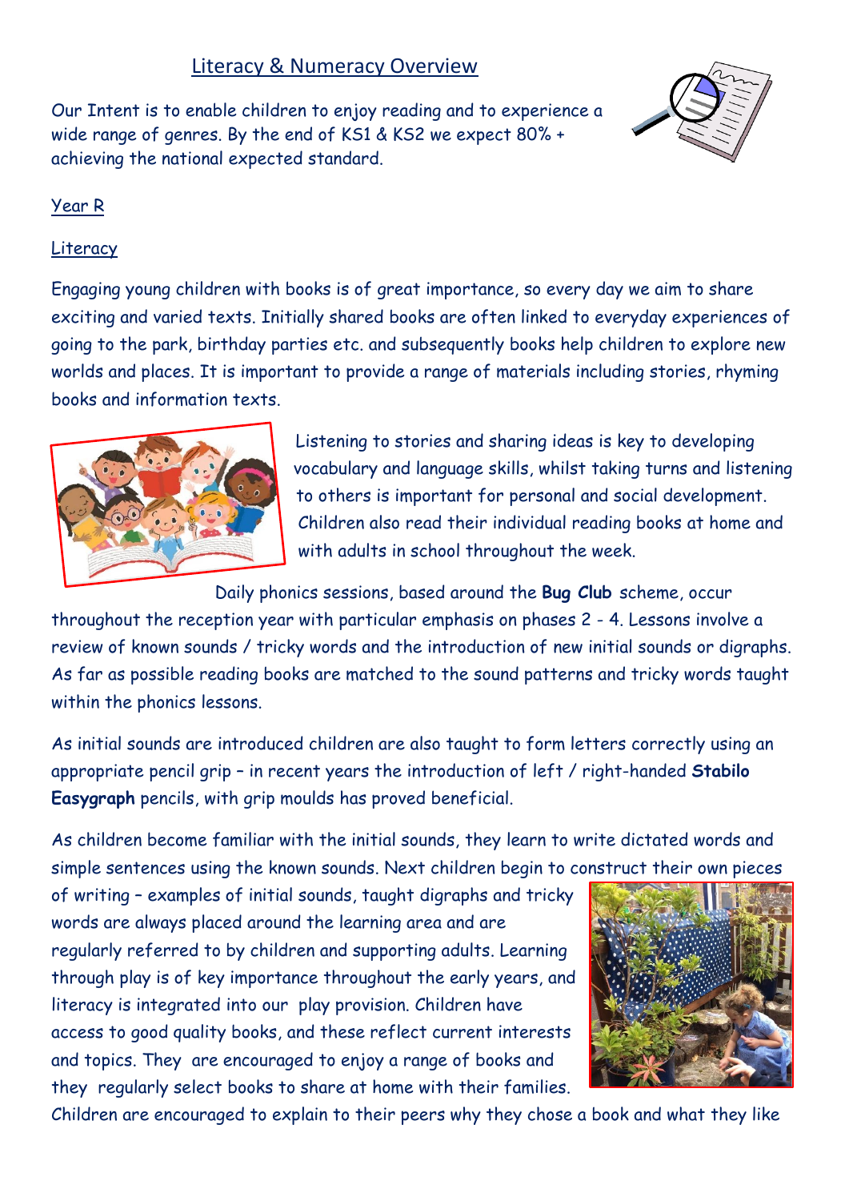# Literacy & Numeracy Overview

Our Intent is to enable children to enjoy reading and to experience a wide range of genres. By the end of KS1 & KS2 we expect 80% + achieving the national expected standard.

## Year R

### Literacy

Engaging young children with books is of great importance, so every day we aim to share exciting and varied texts. Initially shared books are often linked to everyday experiences of going to the park, birthday parties etc. and subsequently books help children to explore new worlds and places. It is important to provide a range of materials including stories, rhyming books and information texts.

Listening to stories and sharing ideas is key to developing vocabulary and language skills, whilst taking turns and listening to others is important for personal and social development. Children also read their individual reading books at home and with adults in school throughout the week.

Daily phonics sessions, based around the **Bug Club** scheme, occur throughout the reception year with particular emphasis on phases 2 - 4. Lessons involve a review of known sounds / tricky words and the introduction of new initial sounds or digraphs. As far as possible reading books are matched to the sound patterns and tricky words taught within the phonics lessons.

As initial sounds are introduced children are also taught to form letters correctly using an appropriate pencil grip – in recent years the introduction of left / right-handed **Stabilo Easygraph** pencils, with grip moulds has proved beneficial.

As children become familiar with the initial sounds, they learn to write dictated words and simple sentences using the known sounds. Next children begin to construct their own pieces of writing – examples of initial sounds, taught digraphs and tricky words are always placed around the learning area and are regularly referred to by children and supporting adults. Learning through play is of key importance throughout the early years, and literacy is integrated into our play provision. Children have access to good quality books, and these reflect current interests and topics. They are encouraged to enjoy a range of books and they regularly select books to share at home with their families. Children are encouraged to explain to their peers why they chose a book and what they like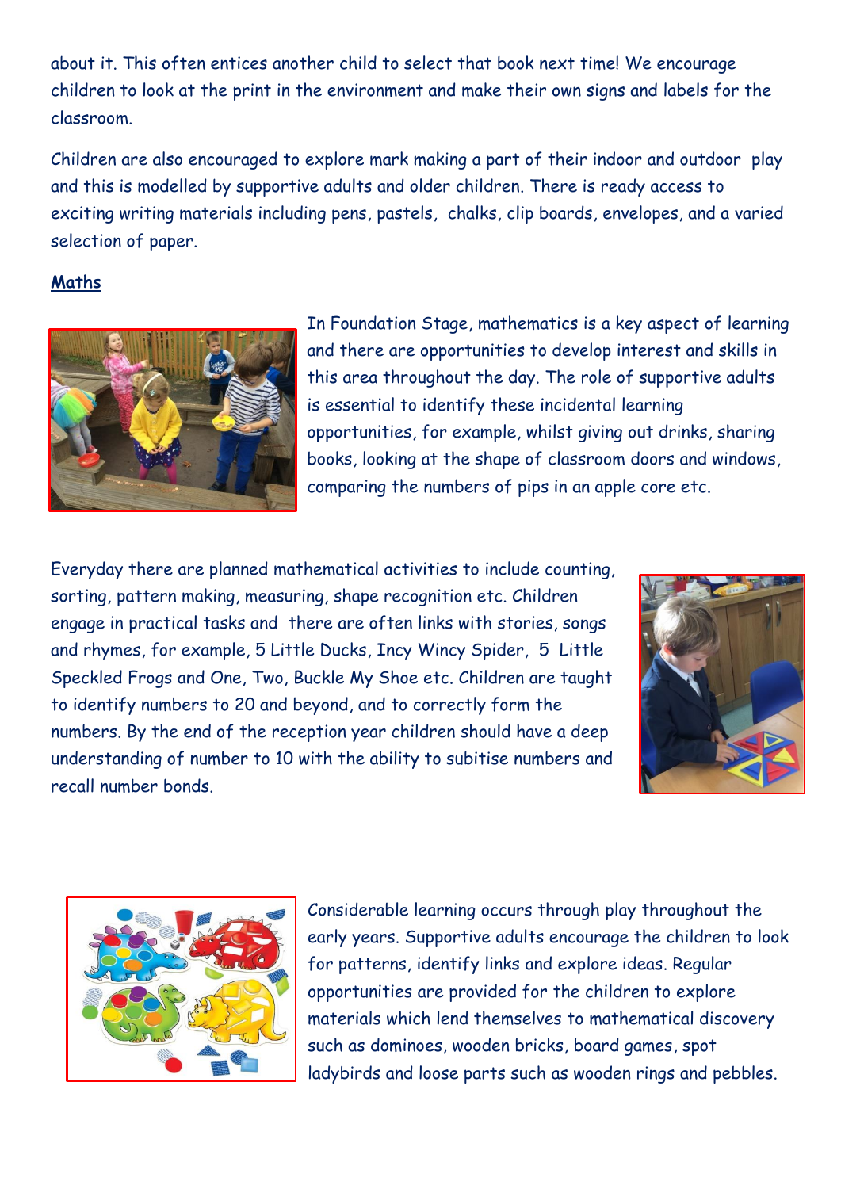about it. This often entices another child to select that book next time! We encourage children to look at the print in the environment and make their own signs and labels for the classroom.

Children are also encouraged to explore mark making a part of their indoor and outdoor play and this is modelled by supportive adults and older children. There is ready access to exciting writing materials including pens, pastels, chalks, clip boards, envelopes, and a varied selection of paper.

## Maths

In Foundation Stage, mathematics is a key aspect of learning and there are opportunities to develop interest and skills in this area throughout the day. The role of supportive adults is essential to identify these incidental learning opportunities, for example, whilst giving out drinks, sharing books, looking at the shape of classroom doors and windows, comparing the numbers of pips in an apple core etc.

Everyday there are planned mathematical activities to include counting, sorting, pattern making, measuring, shape recognition etc. Children engage in practical tasks and there are often links with stories, songs and rhymes, for example, 5 Little Ducks, Incy Wincy Spider, 5 Little Speckled Frogs and One, Two, Buckle My Shoe etc. Children are taught to identify numbers to 20 and beyond, and to correctly form the numbers. By the end of the reception year children should have a deep understanding of number to 10 with the ability to subitise numbers and recall number bonds.

Considerable learning occurs through play throughout the early years. Supportive adults encourage the children to look for patterns, identify links and explore ideas. Regular opportunities are provided for the children to explore materials which lend themselves to mathematical discovery such as dominoes, wooden bricks, board games, spot ladybirds and loose parts such as wooden rings and pebbles.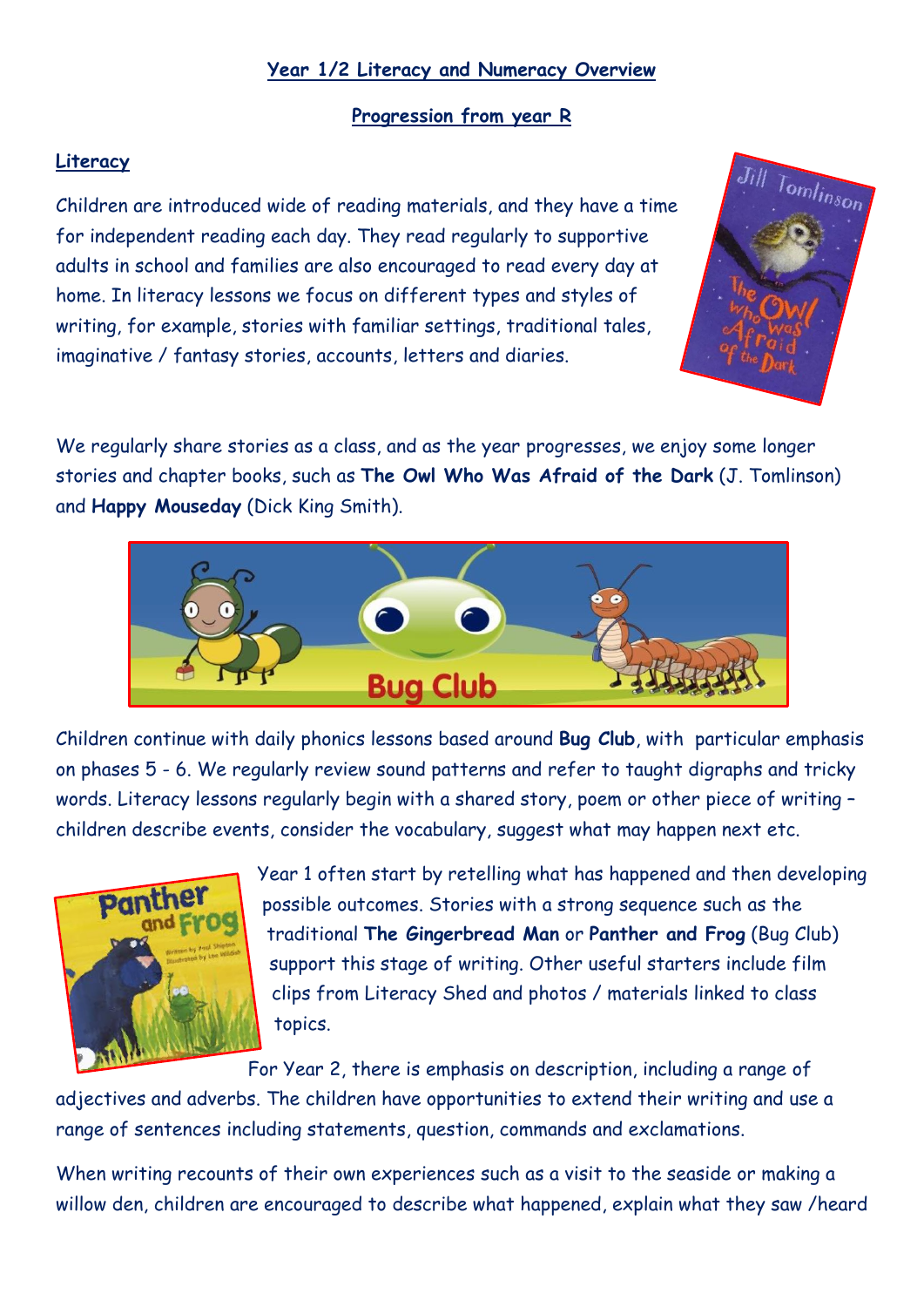**Year 1/2 Literacy and Numeracy Overview**

**Progression from year R**

**Literacy**

Children are introduced wide of reading materials, and they have a time for independent reading each day. They read regularly to supportive adults in school and families are also encouraged to read every day at home. In literacy lessons we focus on different types and styles of writing, for example, stories with familiar settings, traditional tales, imaginative / fantasy stories, accounts, letters and diaries.

We regularly share stories as a class, and as the year progresses, we enjoy some longer stories and chapter books, such as **The Owl Who Was Afraid of the Dark** (J. Tomlinson) and **Happy Mouseday** (Dick King Smith).

Children continue with daily phonics lessons based around **Bug Club**, with particular emphasis on phases 5 - 6. We regularly review sound patterns and refer to taught digraphs and tricky words. Literacy lessons regularly begin with a shared story, poem or other piece of writing – children describe events, consider the vocabulary, suggest what may happen next etc.

Year 1 often start by retelling what has happened and then developing possible outcomes. Stories with a strong sequence such as the traditional **The Gingerbread Man** or **Panther and Frog** (Bug Club) support this stage of writing. Other useful starters include film clips from Literacy Shed and photos / materials linked to class topics.

For Year 2, there is emphasis on description, including a range of adjectives and adverbs. The children have opportunities to extend their writing and use a range of sentences including statements, question, commands and exclamations.

When writing recounts of their own experiences such as a visit to the seaside or making a willow den, children are encouraged to describe what happened, explain what they saw /heard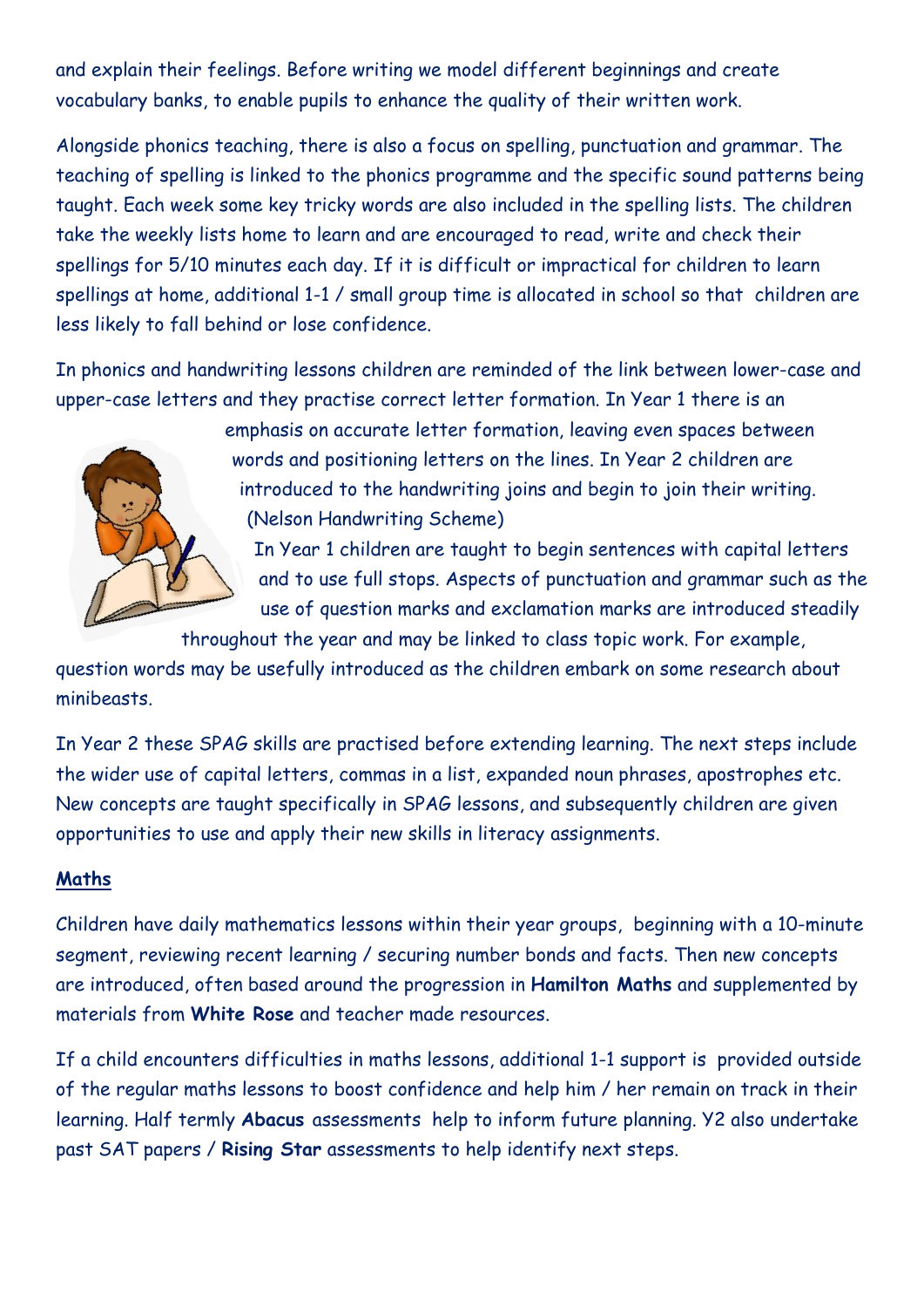and explain their feelings. Before writing we model different beginnings and create vocabulary banks, to enable pupils to enhance the quality of their written work.

Alongside phonics teaching, there is also a focus on spelling, punctuation and grammar. The teaching of spelling is linked to the phonics programme and the specific sound patterns being taught. Each week some key tricky words are also included in the spelling lists. The children take the weekly lists home to learn and are encouraged to read, write and check their spellings for 5/10 minutes each day. If it is difficult or impractical for children to learn spellings at home, additional 1-1 / small group time is allocated in school so that children are less likely to fall behind or lose confidence.

In phonics and handwriting lessons children are reminded of the link between lower-case and upper-case letters and they practise correct letter formation. In Year 1 there is an emphasis on accurate letter formation, leaving even spaces between words and positioning letters on the lines. In Year 2 children are introduced to the handwriting joins and begin to join their writing. (Nelson Handwriting Scheme)

In Year 1 children are taught to begin sentences with capital letters and to use full stops. Aspects of punctuation and grammar such as the use of question marks and exclamation marks are introduced steadily throughout the year and may be linked to class topic work. For example, question words may be usefully introduced as the children embark on some research about minibeasts.

In Year 2 these SPAG skills are practised before extending learning. The next steps include the wider use of capital letters, commas in a list, expanded noun phrases, apostrophes etc. New concepts are taught specifically in SPAG lessons, and subsequently children are given opportunities to use and apply their new skills in literacy assignments.

## Maths

Children have daily mathematics lessons within their year groups, beginning with a 10-minute segment, reviewing recent learning / securing number bonds and facts. Then new concepts are introduced, often based around the progression in **Hamilton Maths** and supplemented by materials from **White Rose** and teacher made resources.

If a child encounters difficulties in maths lessons, additional 1-1 support is provided outside of the regular maths lessons to boost confidence and help him / her remain on track in their learning. Half termly **Abacus** assessments help to inform future planning. Y2 also undertake past SAT papers / **Rising Star** assessments to help identify next steps.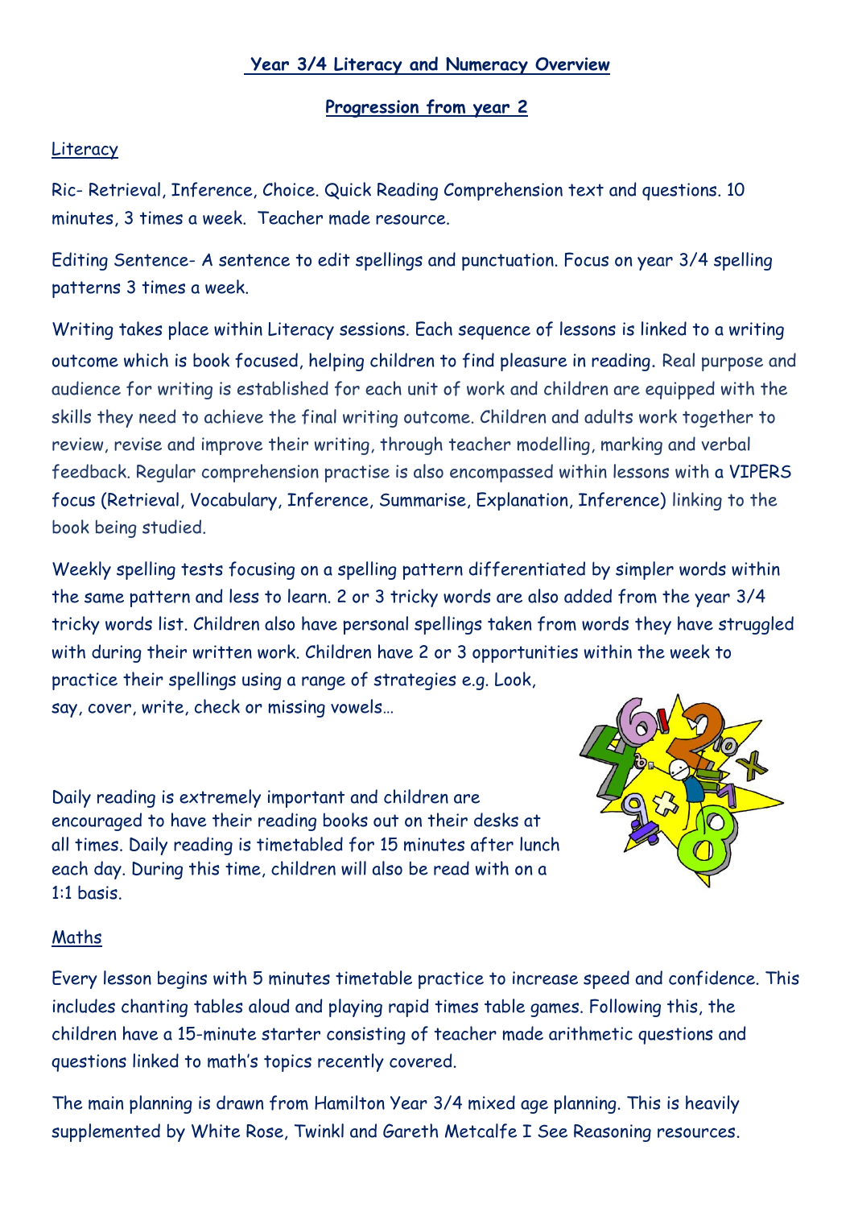# Year 3/4 Literacy and Numeracy Overview

## Progression from year 2

### Literacy

Ric- Retrieval, Inference, Choice. Quick Reading Comprehension text and questions. 10 minutes, 3 times a week. Teacher made resource.

Editing Sentence- A sentence to edit spellings and punctuation. Focus on year 3/4 spelling patterns 3 times a week.

Writing takes place within Literacy sessions. Each sequence of lessons is linked to a writing outcome which is book focused, helping children to find pleasure in reading. Real purpose and audience for writing is established for each unit of work and children are equipped with the skills they need to achieve the final writing outcome. Children and adults work together to review, revise and improve their writing, through teacher modelling, marking and verbal feedback. Regular comprehension practise is also encompassed within lessons with a VIPERS focus (Retrieval, Vocabulary, Inference, Summarise, Explanation, Inference) linking to the book being studied.

Weekly spelling tests focusing on a spelling pattern differentiated by simpler words within the same pattern and less to learn. 2 or 3 tricky words are also added from the year 3/4 tricky words list. Children also have personal spellings taken from words they have struggled with during their written work. Children have 2 or 3 opportunities within the week to practice their spellings using a range of strategies e.g. Look, say, cover, write, check or missing vowels…

Daily reading is extremely important and children are encouraged to have their reading books out on their desks at all times. Daily reading is timetabled for 15 minutes after lunch each day. During this time, children will also be read with on a 1:1 basis.

### Maths

Every lesson begins with 5 minutes timetable practice to increase speed and confidence. This includes chanting tables aloud and playing rapid times table games. Following this, the children have a 15-minute starter consisting of teacher made arithmetic questions and questions linked to math's topics recently covered.

The main planning is drawn from Hamilton Year 3/4 mixed age planning. This is heavily supplemented by White Rose, Twinkl and Gareth Metcalfe I See Reasoning resources.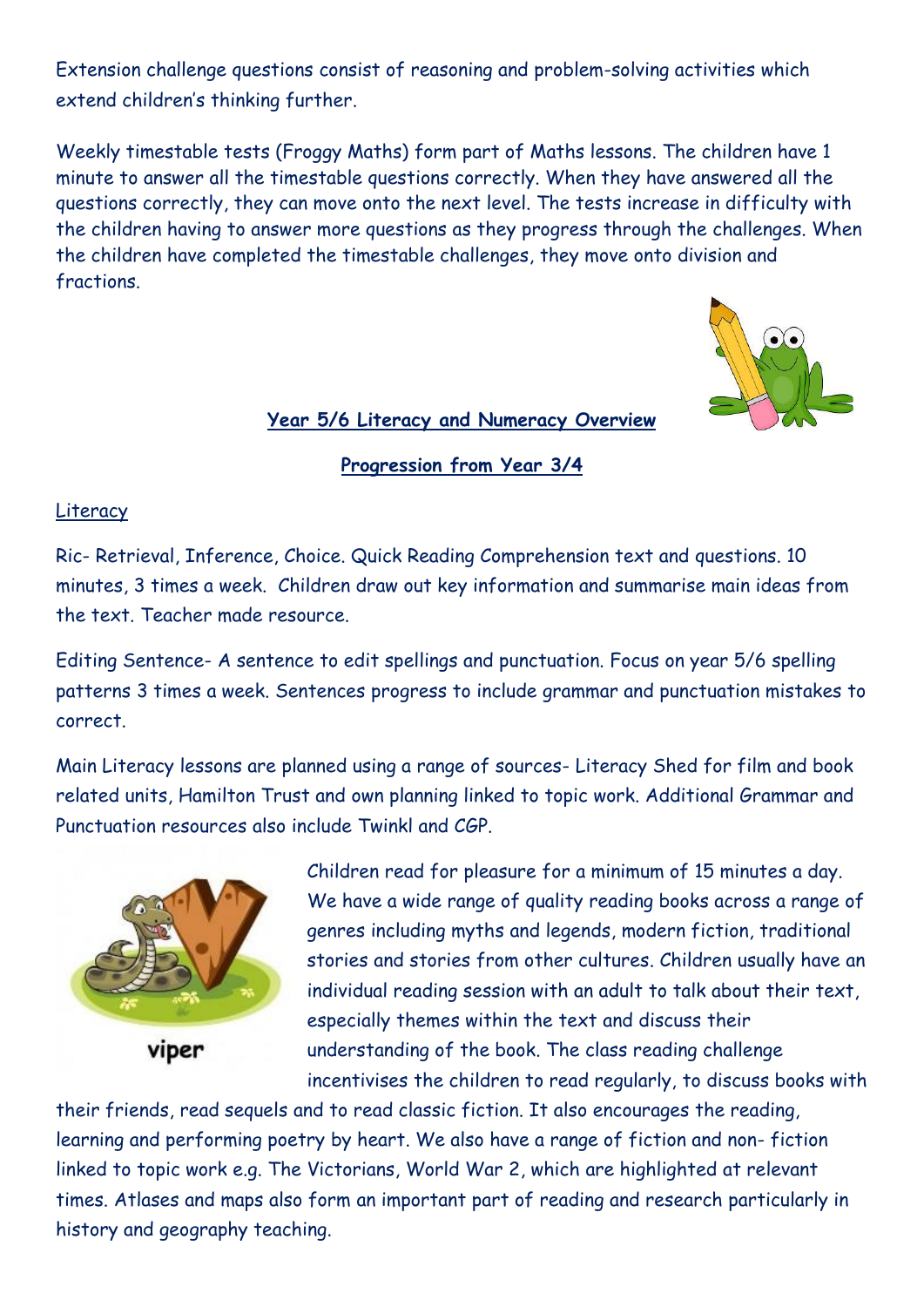Extension challenge questions consist of reasoning and problem-solving activities which extend children's thinking further.

Weekly timestable tests (Froggy Maths) form part of Maths lessons. The children have 1 minute to answer all the timestable questions correctly. When they have answered all the questions correctly, they can move onto the next level. The tests increase in difficulty with the children having to answer more questions as they progress through the challenges. When the children have completed the timestable challenges, they move onto division and fractions.

## Year 5/6 Literacy and Numeracy Overview

## Progression from Year 3/4

### Literacy

Ric- Retrieval, Inference, Choice. Quick Reading Comprehension text and questions. 10 minutes, 3 times a week. Children draw out key information and summarise main ideas from the text. Teacher made resource.

Editing Sentence- A sentence to edit spellings and punctuation. Focus on year 5/6 spelling patterns 3 times a week. Sentences progress to include grammar and punctuation mistakes to correct.

Main Literacy lessons are planned using a range of sources- Literacy Shed for film and book related units, Hamilton Trust and own planning linked to topic work. Additional Grammar and Punctuation resources also include Twinkl and CGP.

viper

Children read for pleasure for a minimum of 15 minutes a day. We have a wide range of quality reading books across a range of genres including myths and legends, modern fiction, traditional stories and stories from other cultures. Children usually have an individual reading session with an adult to talk about their text, especially themes within the text and discuss their understanding of the book. The class reading challenge incentivises the children to read regularly, to discuss books with their friends, read sequels and to read classic fiction. It also encourages the reading, learning and performing poetry by heart. We also have a range of fiction and non- fiction linked to topic work e.g. The Victorians, World War 2, which are highlighted at relevant times. Atlases and maps also form an important part of reading and research particularly in history and geography teaching.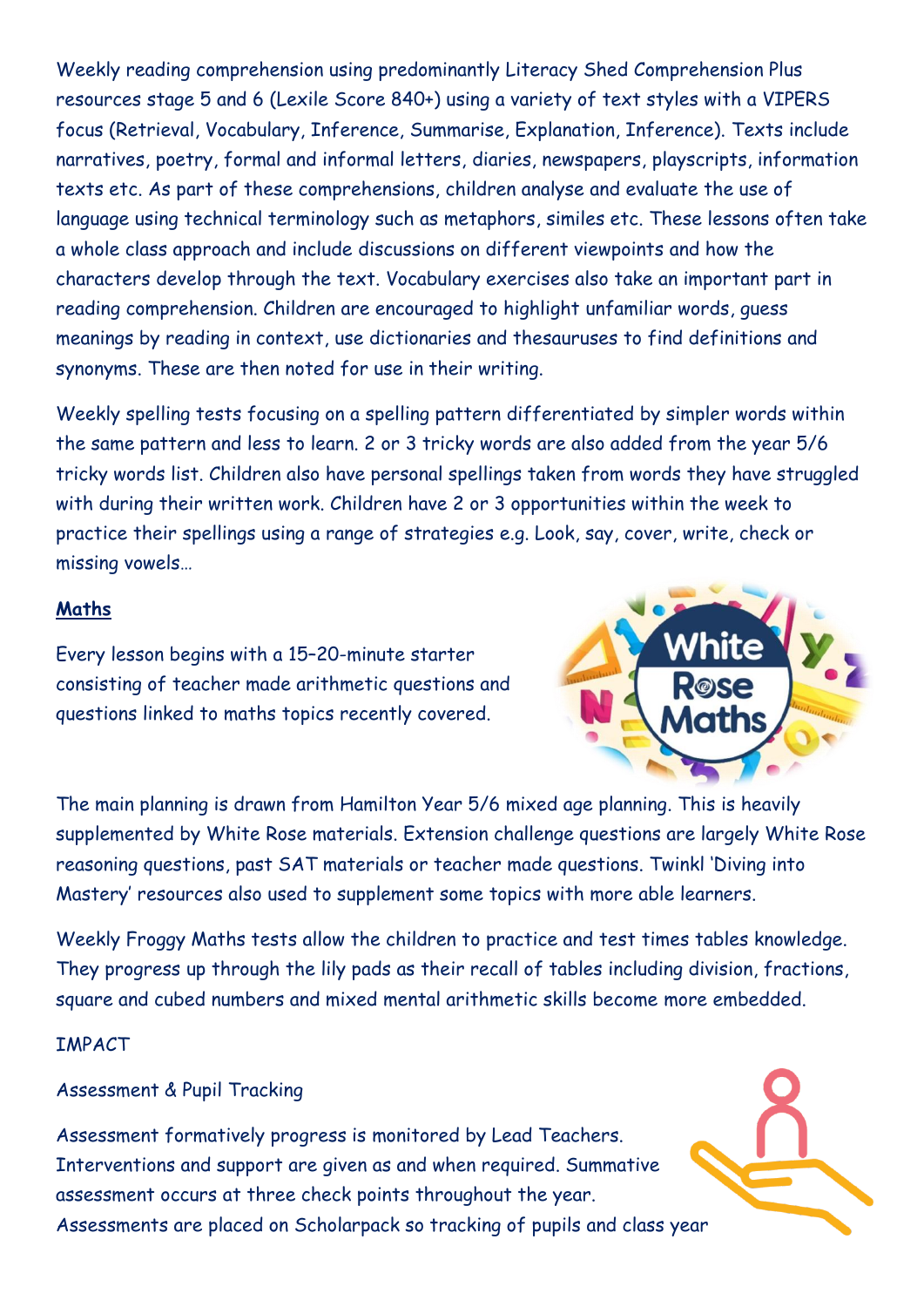Weekly reading comprehension using predominantly Literacy Shed Comprehension Plus resources stage 5 and 6 (Lexile Score 840+) using a variety of text styles with a VIPERS focus (Retrieval, Vocabulary, Inference, Summarise, Explanation, Inference). Texts include narratives, poetry, formal and informal letters, diaries, newspapers, playscripts, information texts etc. As part of these comprehensions, children analyse and evaluate the use of language using technical terminology such as metaphors, similes etc. These lessons often take a whole class approach and include discussions on different viewpoints and how the characters develop through the text. Vocabulary exercises also take an important part in reading comprehension. Children are encouraged to highlight unfamiliar words, guess meanings by reading in context, use dictionaries and thesauruses to find definitions and synonyms. These are then noted for use in their writing.

Weekly spelling tests focusing on a spelling pattern differentiated by simpler words within the same pattern and less to learn. 2 or 3 tricky words are also added from the year 5/6 tricky words list. Children also have personal spellings taken from words they have struggled with during their written work. Children have 2 or 3 opportunities within the week to practice their spellings using a range of strategies e.g. Look, say, cover, write, check or missing vowels…

## Maths

Every lesson begins with a 15–20-minute starter consisting of teacher made arithmetic questions and questions linked to maths topics recently covered.

The main planning is drawn from Hamilton Year 5/6 mixed age planning. This is heavily supplemented by White Rose materials. Extension challenge questions are largely White Rose reasoning questions, past SAT materials or teacher made questions. Twinkl 'Diving into Mastery' resources also used to supplement some topics with more able learners.

Weekly Froggy Maths tests allow the children to practice and test times tables knowledge. They progress up through the lily pads as their recall of tables including division, fractions, square and cubed numbers and mixed mental arithmetic skills become more embedded.

IMPACT

Assessment & Pupil Tracking

Assessment formatively progress is monitored by Lead Teachers. Interventions and support are given as and when required. Summative assessment occurs at three check points throughout the year. Assessments are placed on Scholarpack so tracking of pupils and class year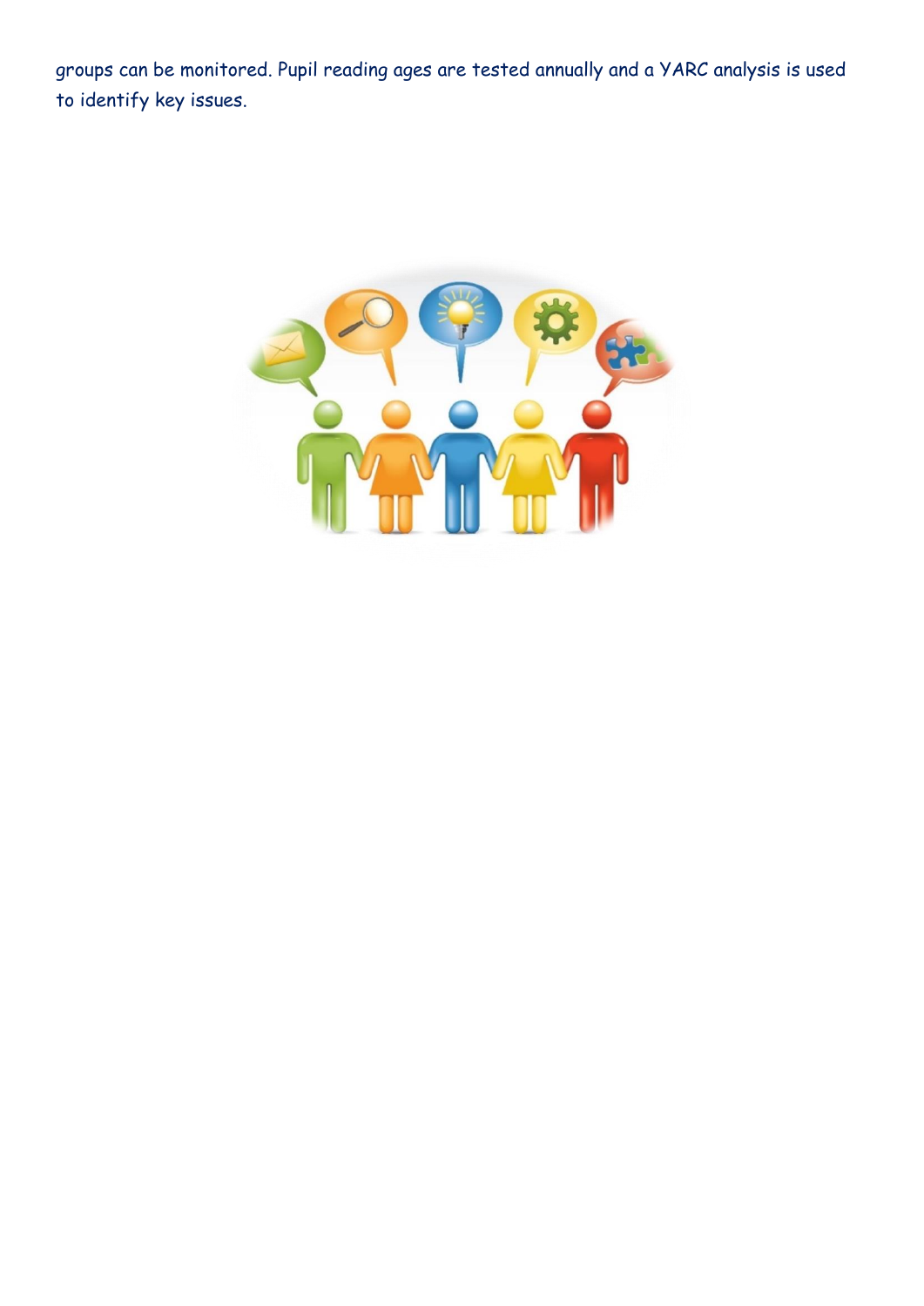groups can be monitored. Pupil reading ages are tested annually and a YARC analysis is used to identify key issues.